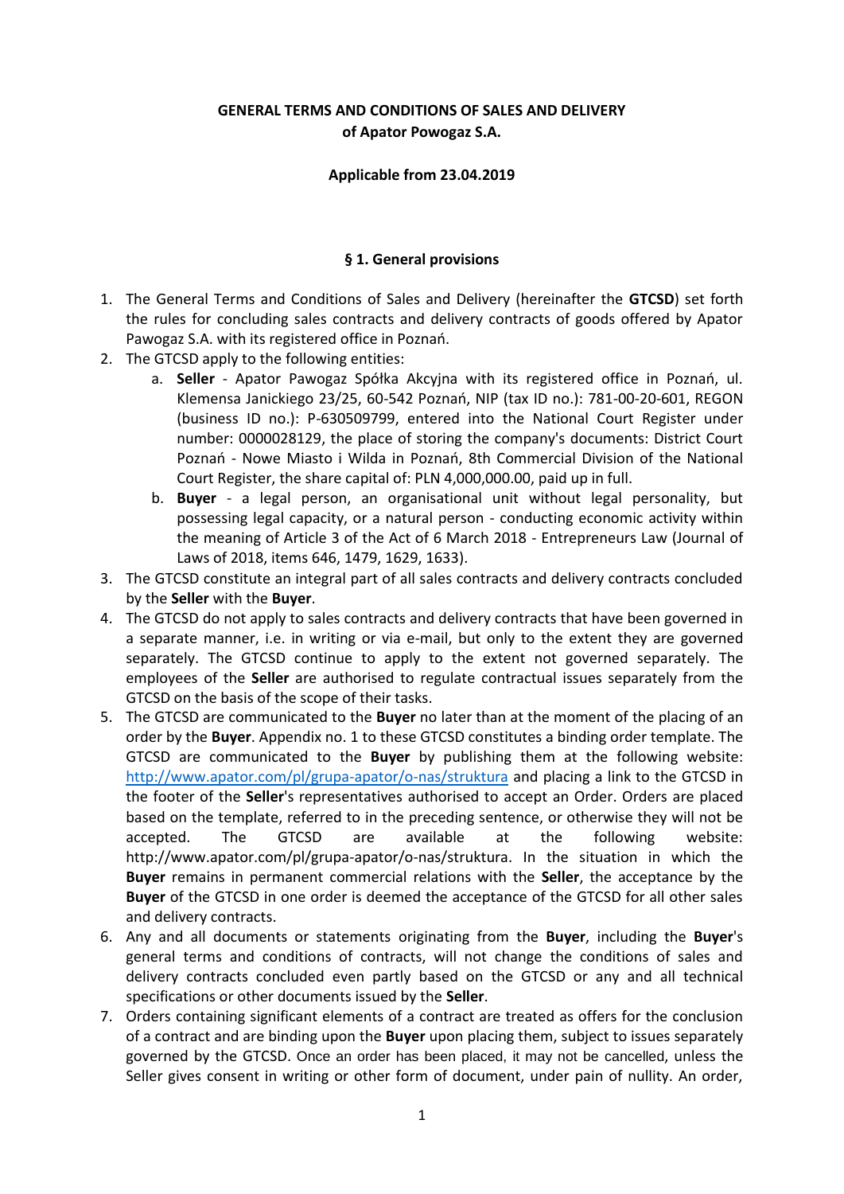**GENERAL TERMS AND CONDITIONS OF SALES AND DELIVERY**
**of Apator Powogaz S.A.**

**Applicable from 23.04.2019**

## § 1. General provisions

1. The General Terms and Conditions of Sales and Delivery (hereinafter the **GTCSD**) set forth the rules for concluding sales contracts and delivery contracts of goods offered by Apator Pawogaz S.A. with its registered office in Poznań.
2. The GTCSD apply to the following entities:
   a. **Seller** - Apator Pawogaz Spółka Akcyjna with its registered office in Poznań, ul. Klemensa Janickiego 23/25, 60-542 Poznań, NIP (tax ID no.): 781-00-20-601, REGON (business ID no.): P-630509799, entered into the National Court Register under number: 0000028129, the place of storing the company's documents: District Court Poznań - Nowe Miasto i Wilda in Poznań, 8th Commercial Division of the National Court Register, the share capital of: PLN 4,000,000.00, paid up in full.
   b. **Buyer** - a legal person, an organisational unit without legal personality, but possessing legal capacity, or a natural person - conducting economic activity within the meaning of Article 3 of the Act of 6 March 2018 - Entrepreneurs Law (Journal of Laws of 2018, items 646, 1479, 1629, 1633).
3. The GTCSD constitute an integral part of all sales contracts and delivery contracts concluded by the **Seller** with the **Buyer**.
4. The GTCSD do not apply to sales contracts and delivery contracts that have been governed in a separate manner, i.e. in writing or via e-mail, but only to the extent they are governed separately. The GTCSD continue to apply to the extent not governed separately. The employees of the **Seller** are authorised to regulate contractual issues separately from the GTCSD on the basis of the scope of their tasks.
5. The GTCSD are communicated to the **Buyer** no later than at the moment of the placing of an order by the **Buyer**. Appendix no. 1 to these GTCSD constitutes a binding order template. The GTCSD are communicated to the **Buyer** by publishing them at the following website: http://www.apator.com/pl/grupa-apator/o-nas/struktura and placing a link to the GTCSD in the footer of the **Seller**'s representatives authorised to accept an Order. Orders are placed based on the template, referred to in the preceding sentence, or otherwise they will not be accepted. The GTCSD are available at the following website: http://www.apator.com/pl/grupa-apator/o-nas/struktura. In the situation in which the **Buyer** remains in permanent commercial relations with the **Seller**, the acceptance by the **Buyer** of the GTCSD in one order is deemed the acceptance of the GTCSD for all other sales and delivery contracts.
6. Any and all documents or statements originating from the **Buyer**, including the **Buyer**'s general terms and conditions of contracts, will not change the conditions of sales and delivery contracts concluded even partly based on the GTCSD or any and all technical specifications or other documents issued by the **Seller**.
7. Orders containing significant elements of a contract are treated as offers for the conclusion of a contract and are binding upon the **Buyer** upon placing them, subject to issues separately governed by the GTCSD. Once an order has been placed, it may not be cancelled, unless the Seller gives consent in writing or other form of document, under pain of nullity. An order,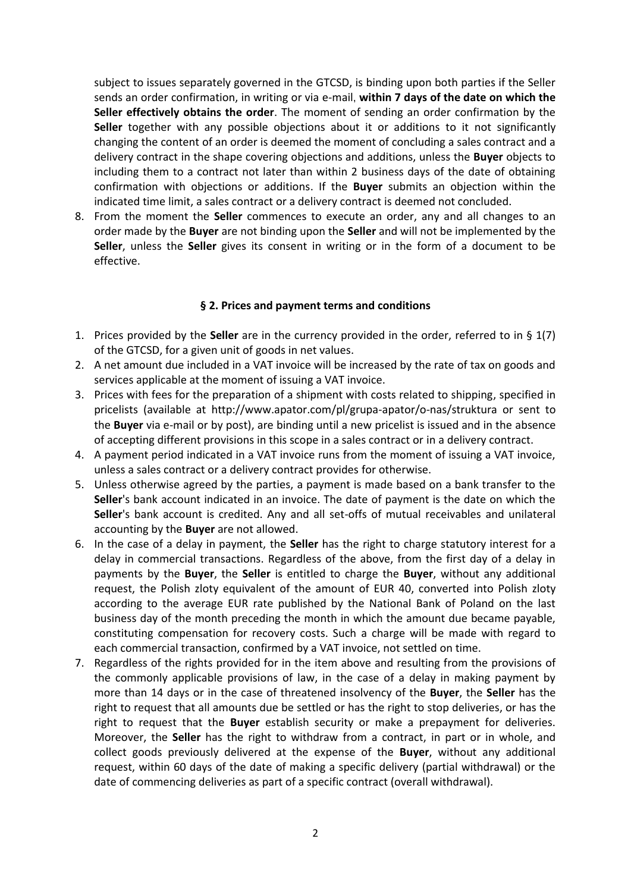subject to issues separately governed in the GTCSD, is binding upon both parties if the Seller sends an order confirmation, in writing or via e-mail, **within 7 days of the date on which the Seller effectively obtains the order**. The moment of sending an order confirmation by the **Seller** together with any possible objections about it or additions to it not significantly changing the content of an order is deemed the moment of concluding a sales contract and a delivery contract in the shape covering objections and additions, unless the **Buyer** objects to including them to a contract not later than within 2 business days of the date of obtaining confirmation with objections or additions. If the **Buyer** submits an objection within the indicated time limit, a sales contract or a delivery contract is deemed not concluded.

8. From the moment the **Seller** commences to execute an order, any and all changes to an order made by the **Buyer** are not binding upon the **Seller** and will not be implemented by the **Seller**, unless the **Seller** gives its consent in writing or in the form of a document to be effective.

### § 2. Prices and payment terms and conditions

1. Prices provided by the **Seller** are in the currency provided in the order, referred to in § 1(7) of the GTCSD, for a given unit of goods in net values.
2. A net amount due included in a VAT invoice will be increased by the rate of tax on goods and services applicable at the moment of issuing a VAT invoice.
3. Prices with fees for the preparation of a shipment with costs related to shipping, specified in pricelists (available at http://www.apator.com/pl/grupa-apator/o-nas/struktura or sent to the **Buyer** via e-mail or by post), are binding until a new pricelist is issued and in the absence of accepting different provisions in this scope in a sales contract or in a delivery contract.
4. A payment period indicated in a VAT invoice runs from the moment of issuing a VAT invoice, unless a sales contract or a delivery contract provides for otherwise.
5. Unless otherwise agreed by the parties, a payment is made based on a bank transfer to the **Seller**'s bank account indicated in an invoice. The date of payment is the date on which the **Seller**'s bank account is credited. Any and all set-offs of mutual receivables and unilateral accounting by the **Buyer** are not allowed.
6. In the case of a delay in payment, the **Seller** has the right to charge statutory interest for a delay in commercial transactions. Regardless of the above, from the first day of a delay in payments by the **Buyer**, the **Seller** is entitled to charge the **Buyer**, without any additional request, the Polish zloty equivalent of the amount of EUR 40, converted into Polish zloty according to the average EUR rate published by the National Bank of Poland on the last business day of the month preceding the month in which the amount due became payable, constituting compensation for recovery costs. Such a charge will be made with regard to each commercial transaction, confirmed by a VAT invoice, not settled on time.
7. Regardless of the rights provided for in the item above and resulting from the provisions of the commonly applicable provisions of law, in the case of a delay in making payment by more than 14 days or in the case of threatened insolvency of the **Buyer**, the **Seller** has the right to request that all amounts due be settled or has the right to stop deliveries, or has the right to request that the **Buyer** establish security or make a prepayment for deliveries. Moreover, the **Seller** has the right to withdraw from a contract, in part or in whole, and collect goods previously delivered at the expense of the **Buyer**, without any additional request, within 60 days of the date of making a specific delivery (partial withdrawal) or the date of commencing deliveries as part of a specific contract (overall withdrawal).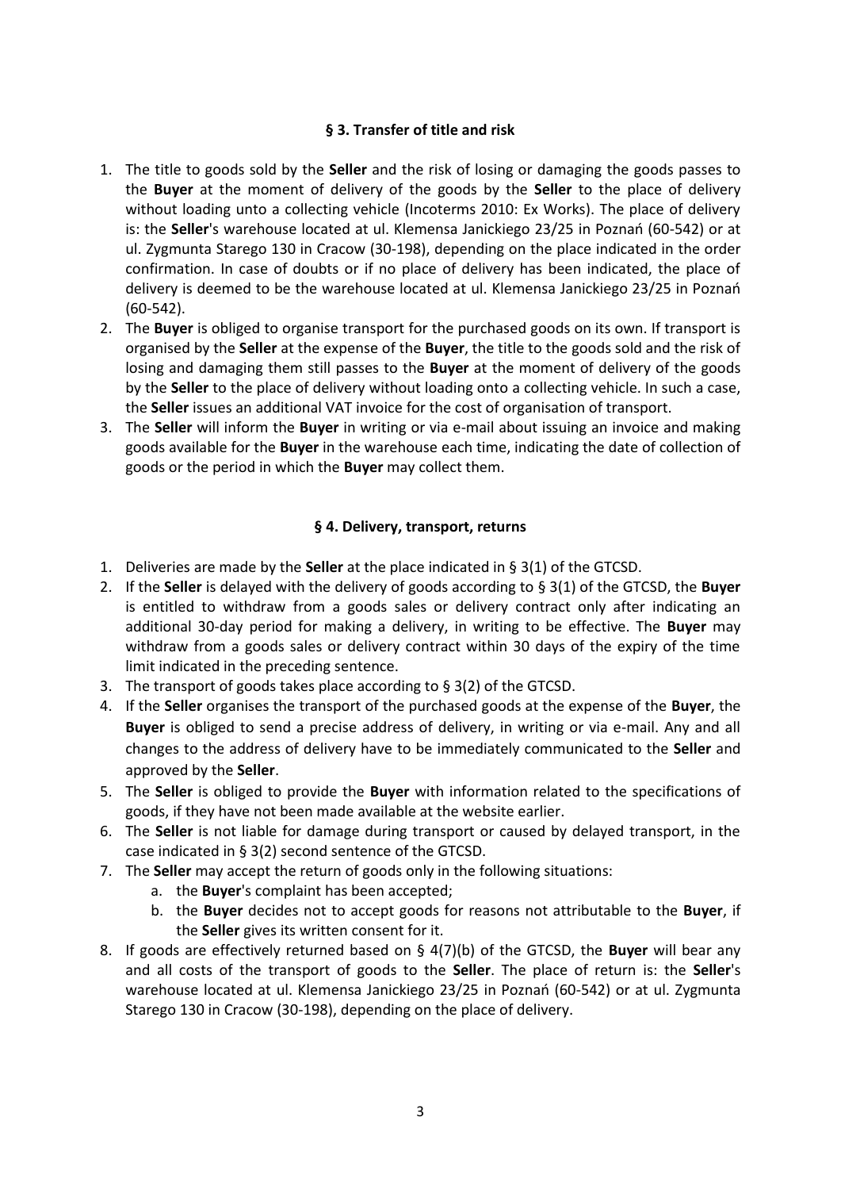### § 3. Transfer of title and risk

1. The title to goods sold by the **Seller** and the risk of losing or damaging the goods passes to the **Buyer** at the moment of delivery of the goods by the **Seller** to the place of delivery without loading unto a collecting vehicle (Incoterms 2010: Ex Works). The place of delivery is: the **Seller**'s warehouse located at ul. Klemensa Janickiego 23/25 in Poznań (60-542) or at ul. Zygmunta Starego 130 in Cracow (30-198), depending on the place indicated in the order confirmation. In case of doubts or if no place of delivery has been indicated, the place of delivery is deemed to be the warehouse located at ul. Klemensa Janickiego 23/25 in Poznań (60-542).
2. The **Buyer** is obliged to organise transport for the purchased goods on its own. If transport is organised by the **Seller** at the expense of the **Buyer**, the title to the goods sold and the risk of losing and damaging them still passes to the **Buyer** at the moment of delivery of the goods by the **Seller** to the place of delivery without loading onto a collecting vehicle. In such a case, the **Seller** issues an additional VAT invoice for the cost of organisation of transport.
3. The **Seller** will inform the **Buyer** in writing or via e-mail about issuing an invoice and making goods available for the **Buyer** in the warehouse each time, indicating the date of collection of goods or the period in which the **Buyer** may collect them.

### § 4. Delivery, transport, returns

1. Deliveries are made by the **Seller** at the place indicated in § 3(1) of the GTCSD.
2. If the **Seller** is delayed with the delivery of goods according to § 3(1) of the GTCSD, the **Buyer** is entitled to withdraw from a goods sales or delivery contract only after indicating an additional 30-day period for making a delivery, in writing to be effective. The **Buyer** may withdraw from a goods sales or delivery contract within 30 days of the expiry of the time limit indicated in the preceding sentence.
3. The transport of goods takes place according to § 3(2) of the GTCSD.
4. If the **Seller** organises the transport of the purchased goods at the expense of the **Buyer**, the **Buyer** is obliged to send a precise address of delivery, in writing or via e-mail. Any and all changes to the address of delivery have to be immediately communicated to the **Seller** and approved by the **Seller**.
5. The **Seller** is obliged to provide the **Buyer** with information related to the specifications of goods, if they have not been made available at the website earlier.
6. The **Seller** is not liable for damage during transport or caused by delayed transport, in the case indicated in § 3(2) second sentence of the GTCSD.
7. The **Seller** may accept the return of goods only in the following situations:
   a. the **Buyer**'s complaint has been accepted;
   b. the **Buyer** decides not to accept goods for reasons not attributable to the **Buyer**, if the **Seller** gives its written consent for it.
8. If goods are effectively returned based on § 4(7)(b) of the GTCSD, the **Buyer** will bear any and all costs of the transport of goods to the **Seller**. The place of return is: the **Seller**'s warehouse located at ul. Klemensa Janickiego 23/25 in Poznań (60-542) or at ul. Zygmunta Starego 130 in Cracow (30-198), depending on the place of delivery.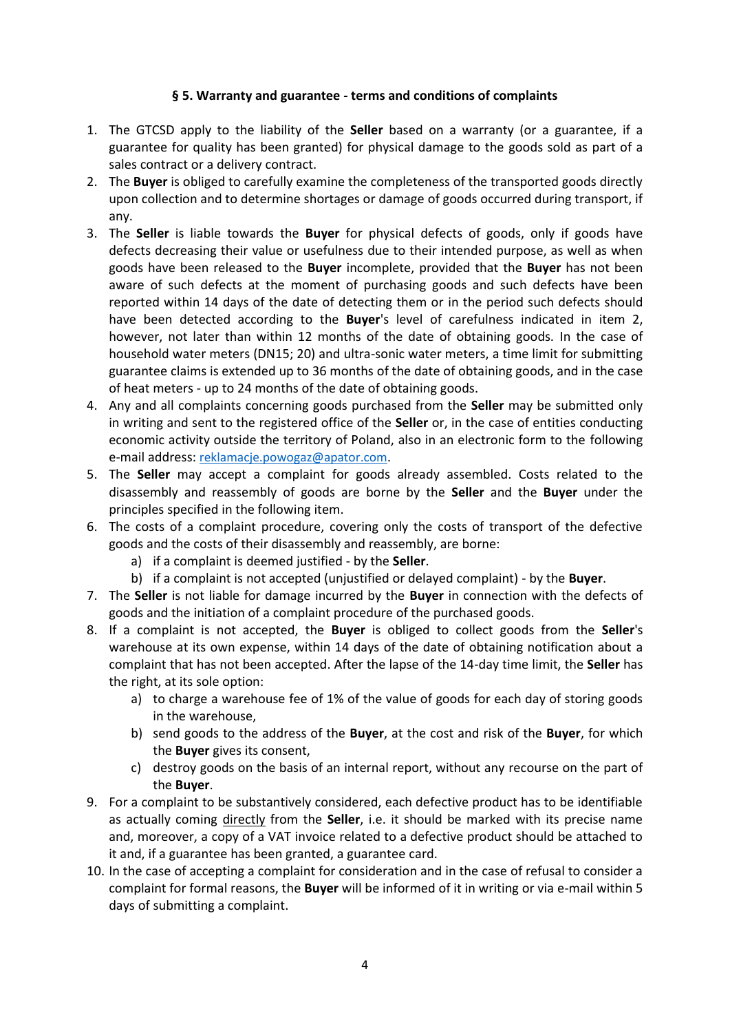### § 5. Warranty and guarantee - terms and conditions of complaints

1. The GTCSD apply to the liability of the **Seller** based on a warranty (or a guarantee, if a guarantee for quality has been granted) for physical damage to the goods sold as part of a sales contract or a delivery contract.
2. The **Buyer** is obliged to carefully examine the completeness of the transported goods directly upon collection and to determine shortages or damage of goods occurred during transport, if any.
3. The **Seller** is liable towards the **Buyer** for physical defects of goods, only if goods have defects decreasing their value or usefulness due to their intended purpose, as well as when goods have been released to the **Buyer** incomplete, provided that the **Buyer** has not been aware of such defects at the moment of purchasing goods and such defects have been reported within 14 days of the date of detecting them or in the period such defects should have been detected according to the **Buyer**'s level of carefulness indicated in item 2, however, not later than within 12 months of the date of obtaining goods. In the case of household water meters (DN15; 20) and ultra-sonic water meters, a time limit for submitting guarantee claims is extended up to 36 months of the date of obtaining goods, and in the case of heat meters - up to 24 months of the date of obtaining goods.
4. Any and all complaints concerning goods purchased from the **Seller** may be submitted only in writing and sent to the registered office of the **Seller** or, in the case of entities conducting economic activity outside the territory of Poland, also in an electronic form to the following e-mail address: reklamacje.powogaz@apator.com.
5. The **Seller** may accept a complaint for goods already assembled. Costs related to the disassembly and reassembly of goods are borne by the **Seller** and the **Buyer** under the principles specified in the following item.
6. The costs of a complaint procedure, covering only the costs of transport of the defective goods and the costs of their disassembly and reassembly, are borne:
   a) if a complaint is deemed justified - by the **Seller**.
   b) if a complaint is not accepted (unjustified or delayed complaint) - by the **Buyer**.
7. The **Seller** is not liable for damage incurred by the **Buyer** in connection with the defects of goods and the initiation of a complaint procedure of the purchased goods.
8. If a complaint is not accepted, the **Buyer** is obliged to collect goods from the **Seller**'s warehouse at its own expense, within 14 days of the date of obtaining notification about a complaint that has not been accepted. After the lapse of the 14-day time limit, the **Seller** has the right, at its sole option:
   a) to charge a warehouse fee of 1% of the value of goods for each day of storing goods in the warehouse,
   b) send goods to the address of the **Buyer**, at the cost and risk of the **Buyer**, for which the **Buyer** gives its consent,
   c) destroy goods on the basis of an internal report, without any recourse on the part of the **Buyer**.
9. For a complaint to be substantively considered, each defective product has to be identifiable as actually coming directly from the **Seller**, i.e. it should be marked with its precise name and, moreover, a copy of a VAT invoice related to a defective product should be attached to it and, if a guarantee has been granted, a guarantee card.
10. In the case of accepting a complaint for consideration and in the case of refusal to consider a complaint for formal reasons, the **Buyer** will be informed of it in writing or via e-mail within 5 days of submitting a complaint.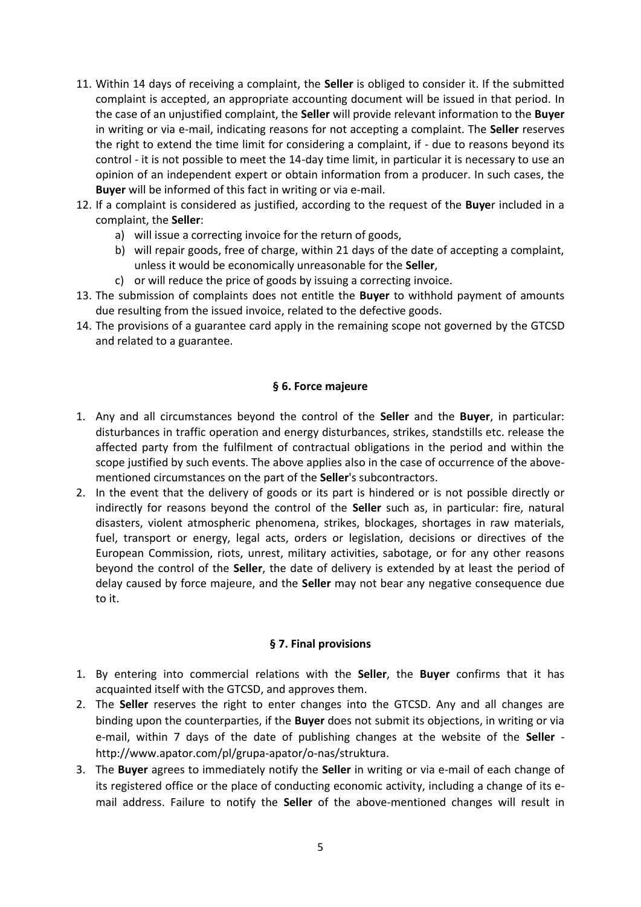11. Within 14 days of receiving a complaint, the **Seller** is obliged to consider it. If the submitted complaint is accepted, an appropriate accounting document will be issued in that period. In the case of an unjustified complaint, the **Seller** will provide relevant information to the **Buyer** in writing or via e-mail, indicating reasons for not accepting a complaint. The **Seller** reserves the right to extend the time limit for considering a complaint, if - due to reasons beyond its control - it is not possible to meet the 14-day time limit, in particular it is necessary to use an opinion of an independent expert or obtain information from a producer. In such cases, the **Buyer** will be informed of this fact in writing or via e-mail.
12. If a complaint is considered as justified, according to the request of the **Buyer** included in a complaint, the **Seller**:
    a) will issue a correcting invoice for the return of goods,
    b) will repair goods, free of charge, within 21 days of the date of accepting a complaint, unless it would be economically unreasonable for the **Seller**,
    c) or will reduce the price of goods by issuing a correcting invoice.
13. The submission of complaints does not entitle the **Buyer** to withhold payment of amounts due resulting from the issued invoice, related to the defective goods.
14. The provisions of a guarantee card apply in the remaining scope not governed by the GTCSD and related to a guarantee.

### § 6. Force majeure

1. Any and all circumstances beyond the control of the **Seller** and the **Buyer**, in particular: disturbances in traffic operation and energy disturbances, strikes, standstills etc. release the affected party from the fulfilment of contractual obligations in the period and within the scope justified by such events. The above applies also in the case of occurrence of the above-mentioned circumstances on the part of the **Seller**'s subcontractors.
2. In the event that the delivery of goods or its part is hindered or is not possible directly or indirectly for reasons beyond the control of the **Seller** such as, in particular: fire, natural disasters, violent atmospheric phenomena, strikes, blockages, shortages in raw materials, fuel, transport or energy, legal acts, orders or legislation, decisions or directives of the European Commission, riots, unrest, military activities, sabotage, or for any other reasons beyond the control of the **Seller**, the date of delivery is extended by at least the period of delay caused by force majeure, and the **Seller** may not bear any negative consequence due to it.

### § 7. Final provisions

1. By entering into commercial relations with the **Seller**, the **Buyer** confirms that it has acquainted itself with the GTCSD, and approves them.
2. The **Seller** reserves the right to enter changes into the GTCSD. Any and all changes are binding upon the counterparties, if the **Buyer** does not submit its objections, in writing or via e-mail, within 7 days of the date of publishing changes at the website of the **Seller** - http://www.apator.com/pl/grupa-apator/o-nas/struktura.
3. The **Buyer** agrees to immediately notify the **Seller** in writing or via e-mail of each change of its registered office or the place of conducting economic activity, including a change of its e-mail address. Failure to notify the **Seller** of the above-mentioned changes will result in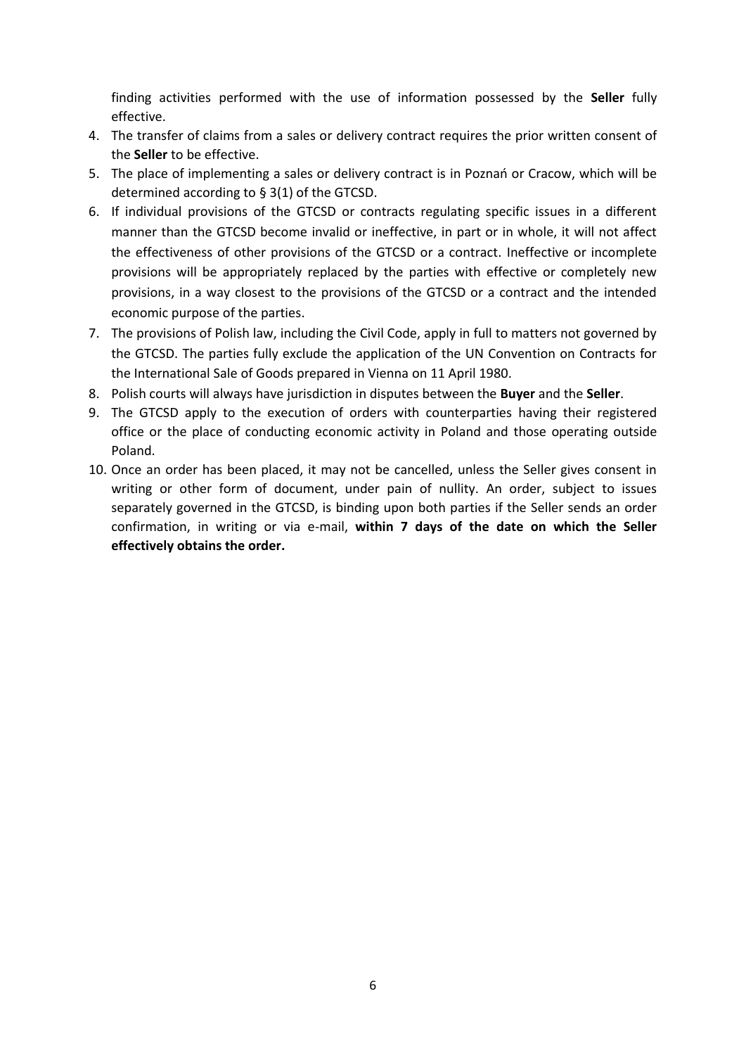finding activities performed with the use of information possessed by the **Seller** fully effective.

4. The transfer of claims from a sales or delivery contract requires the prior written consent of the **Seller** to be effective.
5. The place of implementing a sales or delivery contract is in Poznań or Cracow, which will be determined according to § 3(1) of the GTCSD.
6. If individual provisions of the GTCSD or contracts regulating specific issues in a different manner than the GTCSD become invalid or ineffective, in part or in whole, it will not affect the effectiveness of other provisions of the GTCSD or a contract. Ineffective or incomplete provisions will be appropriately replaced by the parties with effective or completely new provisions, in a way closest to the provisions of the GTCSD or a contract and the intended economic purpose of the parties.
7. The provisions of Polish law, including the Civil Code, apply in full to matters not governed by the GTCSD. The parties fully exclude the application of the UN Convention on Contracts for the International Sale of Goods prepared in Vienna on 11 April 1980.
8. Polish courts will always have jurisdiction in disputes between the **Buyer** and the **Seller**.
9. The GTCSD apply to the execution of orders with counterparties having their registered office or the place of conducting economic activity in Poland and those operating outside Poland.
10. Once an order has been placed, it may not be cancelled, unless the Seller gives consent in writing or other form of document, under pain of nullity. An order, subject to issues separately governed in the GTCSD, is binding upon both parties if the Seller sends an order confirmation, in writing or via e-mail, **within 7 days of the date on which the Seller effectively obtains the order.**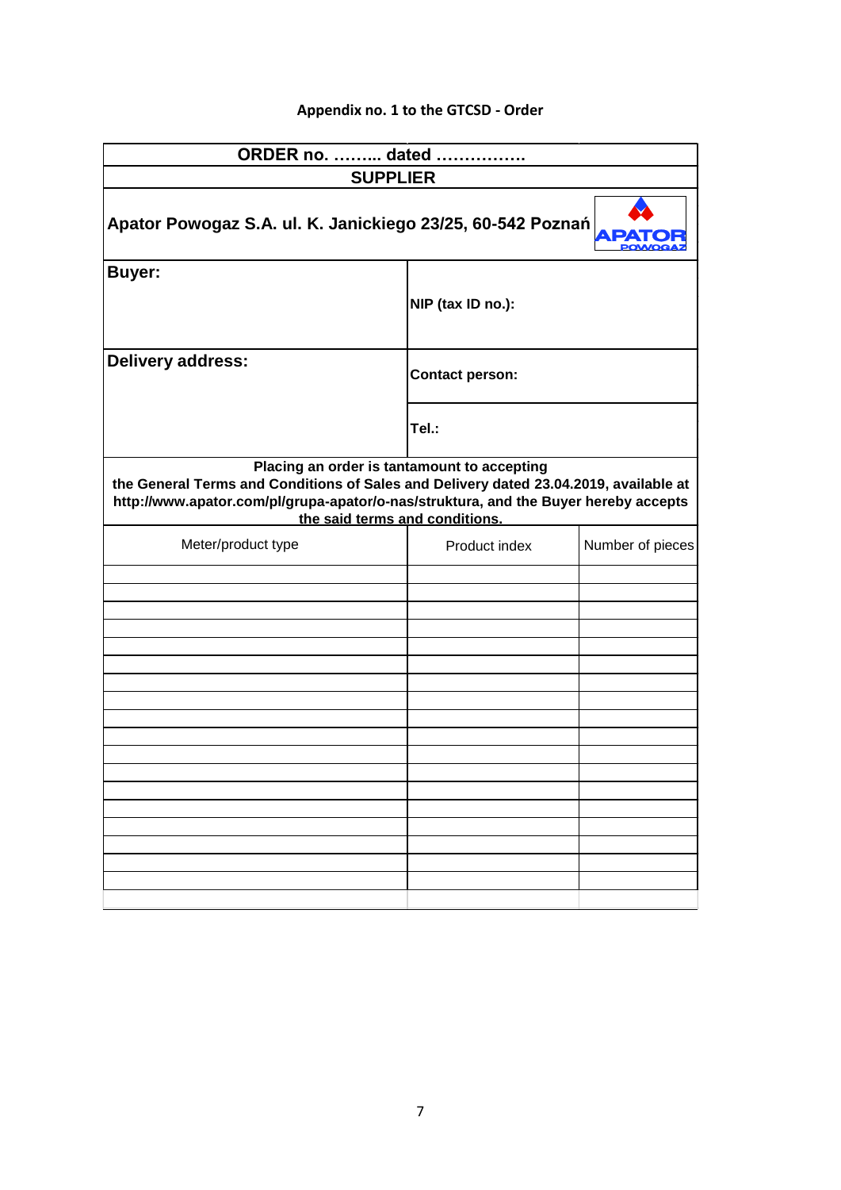## Appendix no. 1 to the GTCSD - Order

| ORDER no. ……... dated ……………. | | |
|---|---|---|
| **SUPPLIER** | | |
| **Apator Powogaz S.A. ul. K. Janickiego 23/25, 60-542 Poznań** | | APATOR POWOGAZ |
| **Buyer:** | **NIP (tax ID no.):** | |
| **Delivery address:** | **Contact person:** | |
| | **Tel.:** | |
| **Placing an order is tantamount to accepting the General Terms and Conditions of Sales and Delivery dated 23.04.2019, available at http://www.apator.com/pl/grupa-apator/o-nas/struktura, and the Buyer hereby accepts the said terms and conditions.** | | |
| Meter/product type | Product index | Number of pieces |
| | | |
| | | |
| | | |
| | | |
| | | |
| | | |
| | | |
| | | |
| | | |
| | | |
| | | |
| | | |
| | | |
| | | |
| | | |
| | | |
| | | |
| | | |
| | | |